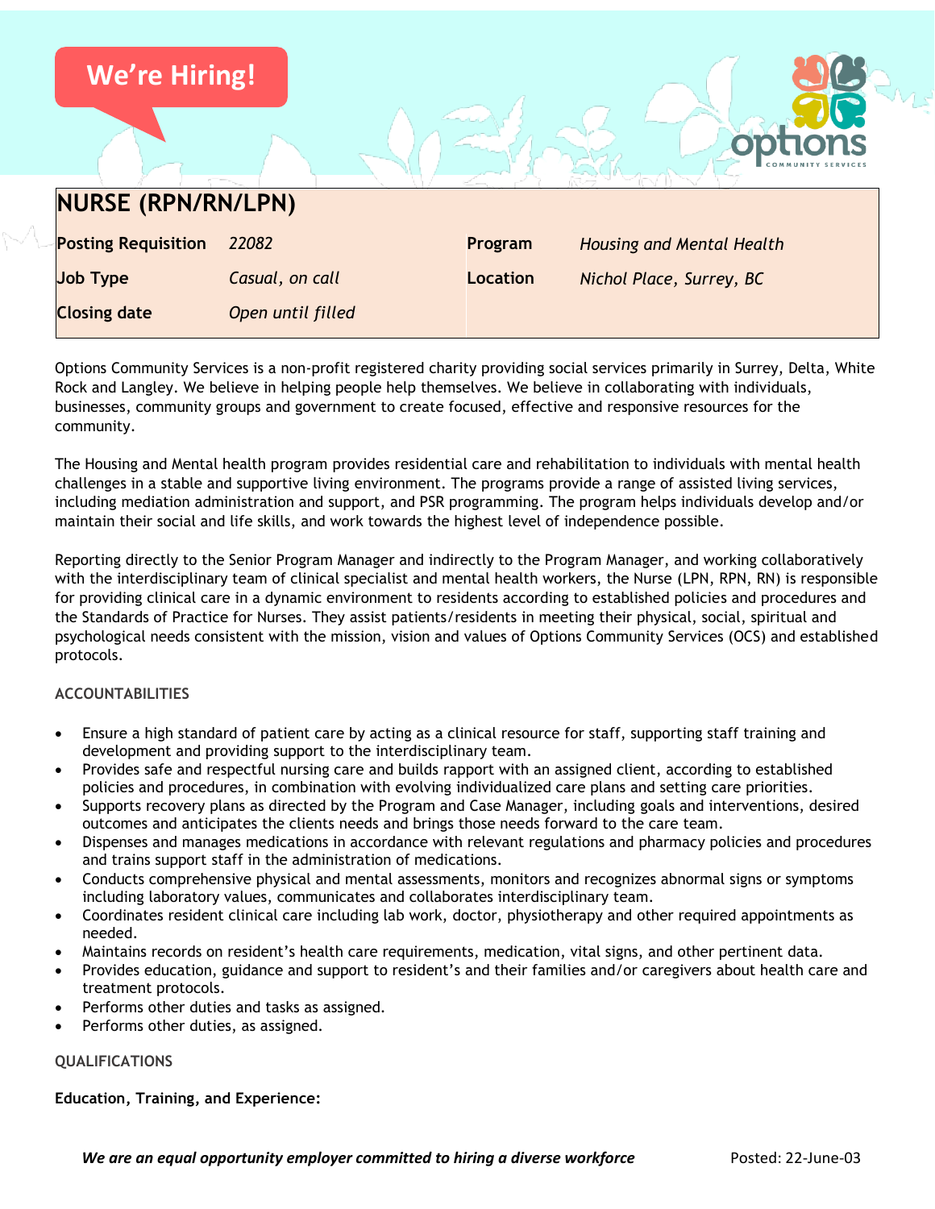We're Hiring!

# NURSE (RPN/RN/LPN)

| **Posting Requisition** | *22082* | **Program** | *Housing and Mental Health* |
|---|---|---|---|
| **Job Type** | *Casual, on call* | **Location** | *Nichol Place, Surrey, BC* |
| **Closing date** | *Open until filled* | | |

Options Community Services is a non-profit registered charity providing social services primarily in Surrey, Delta, White Rock and Langley. We believe in helping people help themselves. We believe in collaborating with individuals, businesses, community groups and government to create focused, effective and responsive resources for the community.

The Housing and Mental health program provides residential care and rehabilitation to individuals with mental health challenges in a stable and supportive living environment. The programs provide a range of assisted living services, including mediation administration and support, and PSR programming. The program helps individuals develop and/or maintain their social and life skills, and work towards the highest level of independence possible.

Reporting directly to the Senior Program Manager and indirectly to the Program Manager, and working collaboratively with the interdisciplinary team of clinical specialist and mental health workers, the Nurse (LPN, RPN, RN) is responsible for providing clinical care in a dynamic environment to residents according to established policies and procedures and the Standards of Practice for Nurses. They assist patients/residents in meeting their physical, social, spiritual and psychological needs consistent with the mission, vision and values of Options Community Services (OCS) and established protocols.

### ACCOUNTABILITIES

- Ensure a high standard of patient care by acting as a clinical resource for staff, supporting staff training and development and providing support to the interdisciplinary team.
- Provides safe and respectful nursing care and builds rapport with an assigned client, according to established policies and procedures, in combination with evolving individualized care plans and setting care priorities.
- Supports recovery plans as directed by the Program and Case Manager, including goals and interventions, desired outcomes and anticipates the clients needs and brings those needs forward to the care team.
- Dispenses and manages medications in accordance with relevant regulations and pharmacy policies and procedures and trains support staff in the administration of medications.
- Conducts comprehensive physical and mental assessments, monitors and recognizes abnormal signs or symptoms including laboratory values, communicates and collaborates interdisciplinary team.
- Coordinates resident clinical care including lab work, doctor, physiotherapy and other required appointments as needed.
- Maintains records on resident's health care requirements, medication, vital signs, and other pertinent data.
- Provides education, guidance and support to resident's and their families and/or caregivers about health care and treatment protocols.
- Performs other duties and tasks as assigned.
- Performs other duties, as assigned.

### QUALIFICATIONS

**Education, Training, and Experience:**

***We are an equal opportunity employer committed to hiring a diverse workforce*** Posted: 22-June-03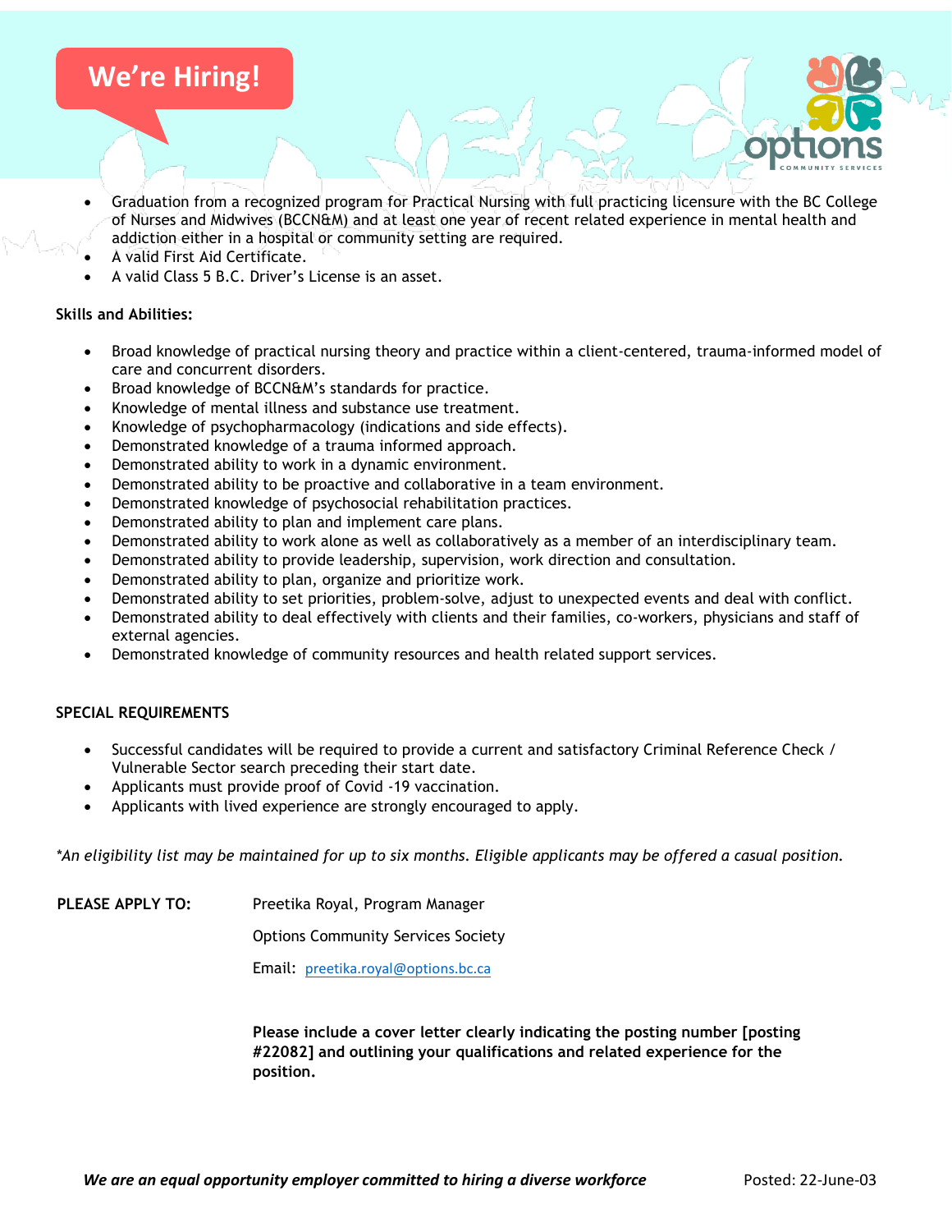We're Hiring!

- Graduation from a recognized program for Practical Nursing with full practicing licensure with the BC College of Nurses and Midwives (BCCN&M) and at least one year of recent related experience in mental health and addiction either in a hospital or community setting are required.
- A valid First Aid Certificate.
- A valid Class 5 B.C. Driver's License is an asset.

**Skills and Abilities:**

- Broad knowledge of practical nursing theory and practice within a client-centered, trauma-informed model of care and concurrent disorders.
- Broad knowledge of BCCN&M's standards for practice.
- Knowledge of mental illness and substance use treatment.
- Knowledge of psychopharmacology (indications and side effects).
- Demonstrated knowledge of a trauma informed approach.
- Demonstrated ability to work in a dynamic environment.
- Demonstrated ability to be proactive and collaborative in a team environment.
- Demonstrated knowledge of psychosocial rehabilitation practices.
- Demonstrated ability to plan and implement care plans.
- Demonstrated ability to work alone as well as collaboratively as a member of an interdisciplinary team.
- Demonstrated ability to provide leadership, supervision, work direction and consultation.
- Demonstrated ability to plan, organize and prioritize work.
- Demonstrated ability to set priorities, problem-solve, adjust to unexpected events and deal with conflict.
- Demonstrated ability to deal effectively with clients and their families, co-workers, physicians and staff of external agencies.
- Demonstrated knowledge of community resources and health related support services.

**SPECIAL REQUIREMENTS**

- Successful candidates will be required to provide a current and satisfactory Criminal Reference Check / Vulnerable Sector search preceding their start date.
- Applicants must provide proof of Covid -19 vaccination.
- Applicants with lived experience are strongly encouraged to apply.

*\*An eligibility list may be maintained for up to six months. Eligible applicants may be offered a casual position.*

**PLEASE APPLY TO:**

Preetika Royal, Program Manager

Options Community Services Society

Email: preetika.royal@options.bc.ca

**Please include a cover letter clearly indicating the posting number [posting #22082] and outlining your qualifications and related experience for the position.**

***We are an equal opportunity employer committed to hiring a diverse workforce***

Posted: 22-June-03